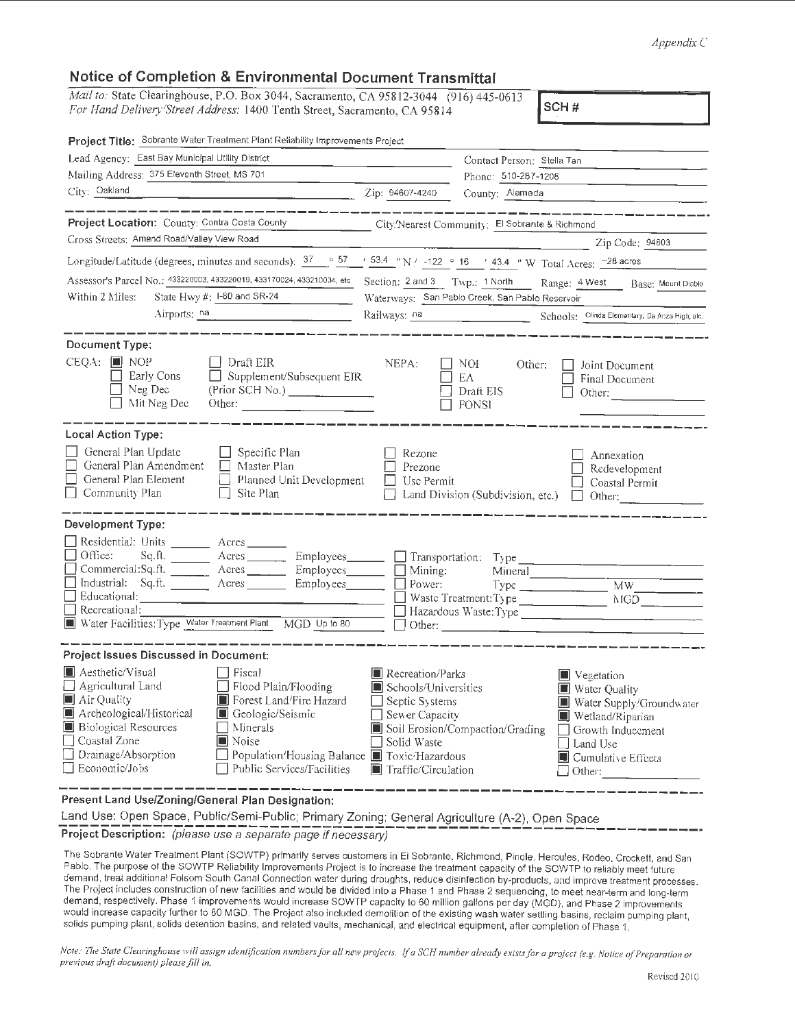*Appendix C*

## Notice of Completion & Environmental Document Transmittal

*Mail to:* State Clearinghouse, P.O. Box 3044, Sacramento, CA 95812-3044 (916) 445-0613
*For Hand Delivery/Street Address:* 1400 Tenth Street, Sacramento, CA 95814

**SCH #**

**Project Title:** Sobrante Water Treatment Plant Reliability Improvements Project

Lead Agency: East Bay Municipal Utility District
Contact Person: Stella Tan
Mailing Address: 375 Eleventh Street, MS 701
Phone: 510-287-1208
City: Oakland
Zip: 94607-4240
County: Alameda

**Project Location:** County: Contra Costa County
City/Nearest Community: El Sobrante & Richmond
Cross Streets: Amend Road/Valley View Road
Zip Code: 94803
Longitude/Latitude (degrees, minutes and seconds): 37 ° 57 ′ 53.4 ″ N / -122 ° 16 ′ 43.4 ″ W Total Acres: ~28 acres
Assessor's Parcel No.: 433220003, 433220019, 433170024, 433210034, etc
Section: 2 and 3 Twp.: 1 North Range: 4 West Base: Mount Diablo
Within 2 Miles: State Hwy #: I-80 and SR-24
Waterways: San Pablo Creek, San Pablo Reservoir
Airports: na
Railways: na
Schools: Olinda Elementary; De Anza High; etc.

**Document Type:**

CEQA:
- [x] NOP
- [ ] Early Cons
- [ ] Neg Dec
- [ ] Mit Neg Dec
- [ ] Draft EIR
- [ ] Supplement/Subsequent EIR (Prior SCH No.) ______
- Other: ______

NEPA:
- [ ] NOI
- [ ] EA
- [ ] Draft EIS
- [ ] FONSI

Other:
- [ ] Joint Document
- [ ] Final Document
- [ ] Other: ______

**Local Action Type:**

- [ ] General Plan Update
- [ ] General Plan Amendment
- [ ] General Plan Element
- [ ] Community Plan
- [ ] Specific Plan
- [ ] Master Plan
- [ ] Planned Unit Development
- [ ] Site Plan
- [ ] Rezone
- [ ] Prezone
- [ ] Use Permit
- [ ] Land Division (Subdivision, etc.)
- [ ] Annexation
- [ ] Redevelopment
- [ ] Coastal Permit
- [ ] Other: ______

**Development Type:**

- [ ] Residential: Units ______ Acres ______
- [ ] Office: Sq.ft. ______ Acres ______ Employees ______
- [ ] Commercial: Sq.ft. ______ Acres ______ Employees ______
- [ ] Industrial: Sq.ft. ______ Acres ______ Employees ______
- [ ] Educational: ______
- [ ] Recreational: ______
- [x] Water Facilities: Type Water Treatment Plant MGD Up to 80
- [ ] Transportation: Type ______
- [ ] Mining: Mineral ______
- [ ] Power: Type ______ MW ______
- [ ] Waste Treatment: Type ______ MGD ______
- [ ] Hazardous Waste: Type ______
- [ ] Other: ______

**Project Issues Discussed in Document:**

- [x] Aesthetic/Visual
- [ ] Agricultural Land
- [x] Air Quality
- [x] Archeological/Historical
- [x] Biological Resources
- [ ] Coastal Zone
- [ ] Drainage/Absorption
- [ ] Economic/Jobs
- [ ] Fiscal
- [ ] Flood Plain/Flooding
- [x] Forest Land/Fire Hazard
- [x] Geologic/Seismic
- [ ] Minerals
- [x] Noise
- [ ] Population/Housing Balance
- [ ] Public Services/Facilities
- [x] Recreation/Parks
- [x] Schools/Universities
- [ ] Septic Systems
- [ ] Sewer Capacity
- [x] Soil Erosion/Compaction/Grading
- [ ] Solid Waste
- [x] Toxic/Hazardous
- [x] Traffic/Circulation
- [x] Vegetation
- [x] Water Quality
- [x] Water Supply/Groundwater
- [x] Wetland/Riparian
- [ ] Growth Inducement
- [ ] Land Use
- [x] Cumulative Effects
- [ ] Other: ______

**Present Land Use/Zoning/General Plan Designation:**

Land Use: Open Space, Public/Semi-Public; Primary Zoning: General Agriculture (A-2), Open Space

**Project Description:** *(please use a separate page if necessary)*

The Sobrante Water Treatment Plant (SOWTP) primarily serves customers in El Sobrante, Richmond, Pinole, Hercules, Rodeo, Crockett, and San Pablo. The purpose of the SOWTP Reliability Improvements Project is to increase the treatment capacity of the SOWTP to reliably meet future demand, treat additional Folsom South Canal Connection water during droughts, reduce disinfection by-products, and improve treatment processes. The Project includes construction of new facilities and would be divided into a Phase 1 and Phase 2 sequencing, to meet near-term and long-term demand, respectively. Phase 1 improvements would increase SOWTP capacity to 60 million gallons per day (MGD), and Phase 2 improvements would increase capacity further to 80 MGD. The Project also included demolition of the existing wash water settling basins, reclaim pumping plant, solids pumping plant, solids detention basins, and related vaults, mechanical, and electrical equipment, after completion of Phase 1.

*Note: The State Clearinghouse will assign identification numbers for all new projects. If a SCH number already exists for a project (e.g. Notice of Preparation or previous draft document) please fill in.*

Revised 2010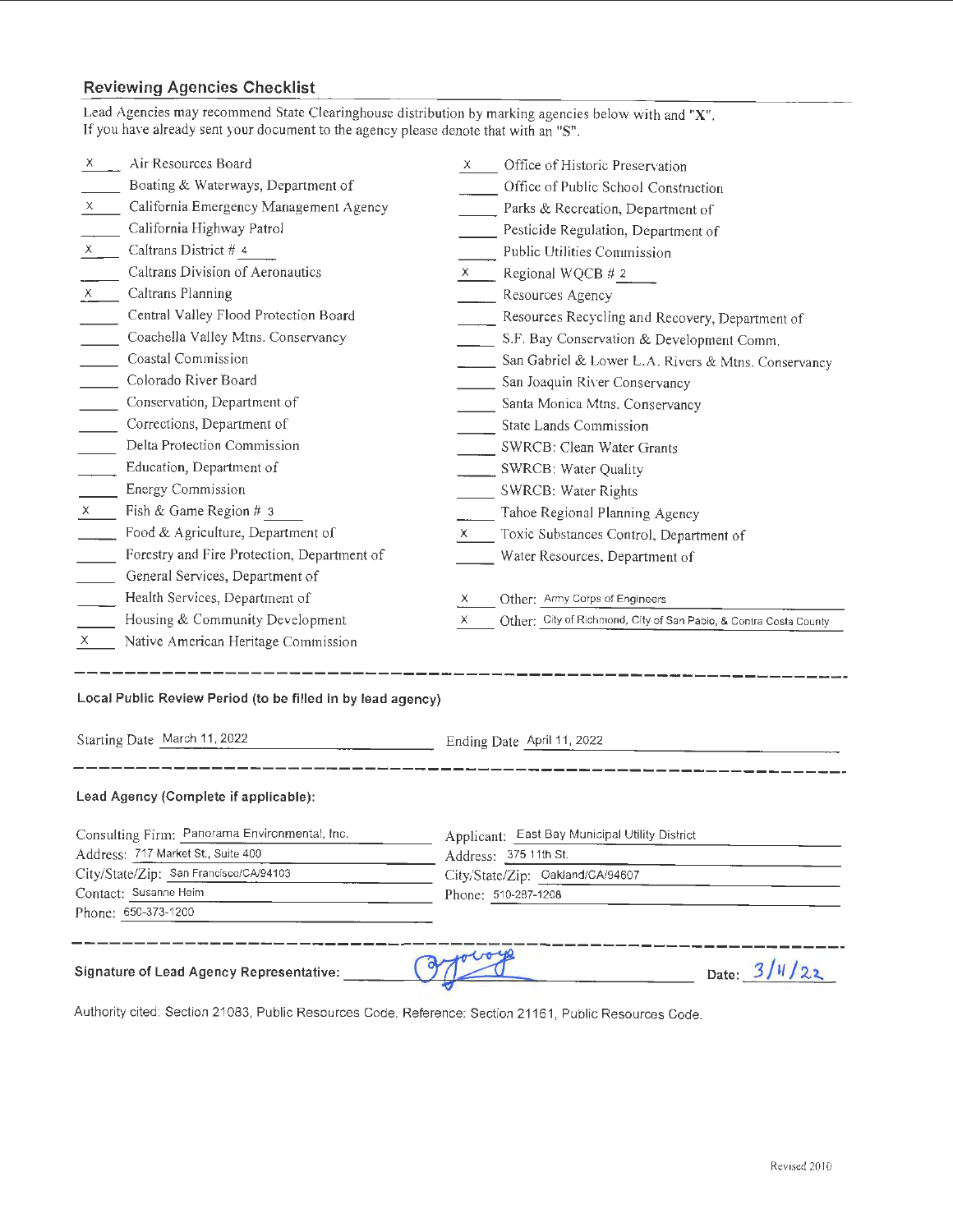## Reviewing Agencies Checklist

Lead Agencies may recommend State Clearinghouse distribution by marking agencies below with and "X".
If you have already sent your document to the agency please denote that with an "S".

| | | | |
|---|---|---|---|
| X | Air Resources Board | X | Office of Historic Preservation |
| | Boating & Waterways, Department of | | Office of Public School Construction |
| X | California Emergency Management Agency | | Parks & Recreation, Department of |
| | California Highway Patrol | | Pesticide Regulation, Department of |
| X | Caltrans District # 4 | | Public Utilities Commission |
| | Caltrans Division of Aeronautics | X | Regional WQCB # 2 |
| X | Caltrans Planning | | Resources Agency |
| | Central Valley Flood Protection Board | | Resources Recycling and Recovery, Department of |
| | Coachella Valley Mtns. Conservancy | | S.F. Bay Conservation & Development Comm. |
| | Coastal Commission | | San Gabriel & Lower L.A. Rivers & Mtns. Conservancy |
| | Colorado River Board | | San Joaquin River Conservancy |
| | Conservation, Department of | | Santa Monica Mtns. Conservancy |
| | Corrections, Department of | | State Lands Commission |
| | Delta Protection Commission | | SWRCB: Clean Water Grants |
| | Education, Department of | | SWRCB: Water Quality |
| | Energy Commission | | SWRCB: Water Rights |
| X | Fish & Game Region # 3 | | Tahoe Regional Planning Agency |
| | Food & Agriculture, Department of | X | Toxic Substances Control, Department of |
| | Forestry and Fire Protection, Department of | | Water Resources, Department of |
| | General Services, Department of | | |
| | Health Services, Department of | X | Other: Army Corps of Engineers |
| | Housing & Community Development | X | Other: City of Richmond, City of San Pablo, & Contra Costa County |
| X | Native American Heritage Commission | | |

---

**Local Public Review Period (to be filled in by lead agency)**

Starting Date March 11, 2022 &nbsp;&nbsp;&nbsp; Ending Date April 11, 2022

---

**Lead Agency (Complete if applicable):**

Consulting Firm: Panorama Environmental, Inc.
Address: 717 Market St., Suite 400
City/State/Zip: San Francisco/CA/94103
Contact: Susanne Heim
Phone: 650-373-1200

Applicant: East Bay Municipal Utility District
Address: 375 11th St.
City/State/Zip: Oakland/CA/94607
Phone: 510-287-1208

---

**Signature of Lead Agency Representative:** [signature] &nbsp;&nbsp;&nbsp; **Date:** 3/11/22

Authority cited: Section 21083, Public Resources Code. Reference: Section 21161, Public Resources Code.

Revised 2010